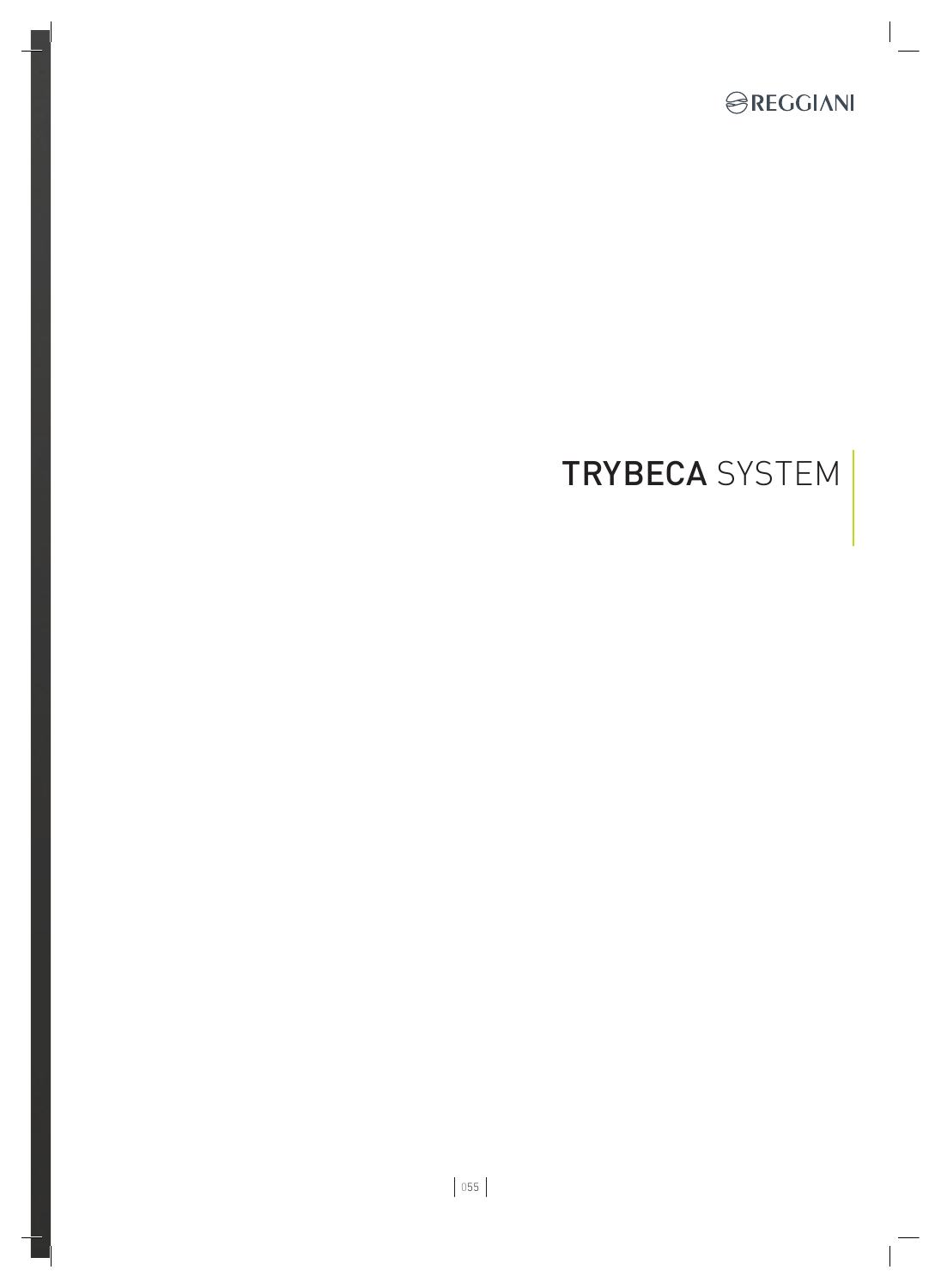# TRYBECA SYSTEM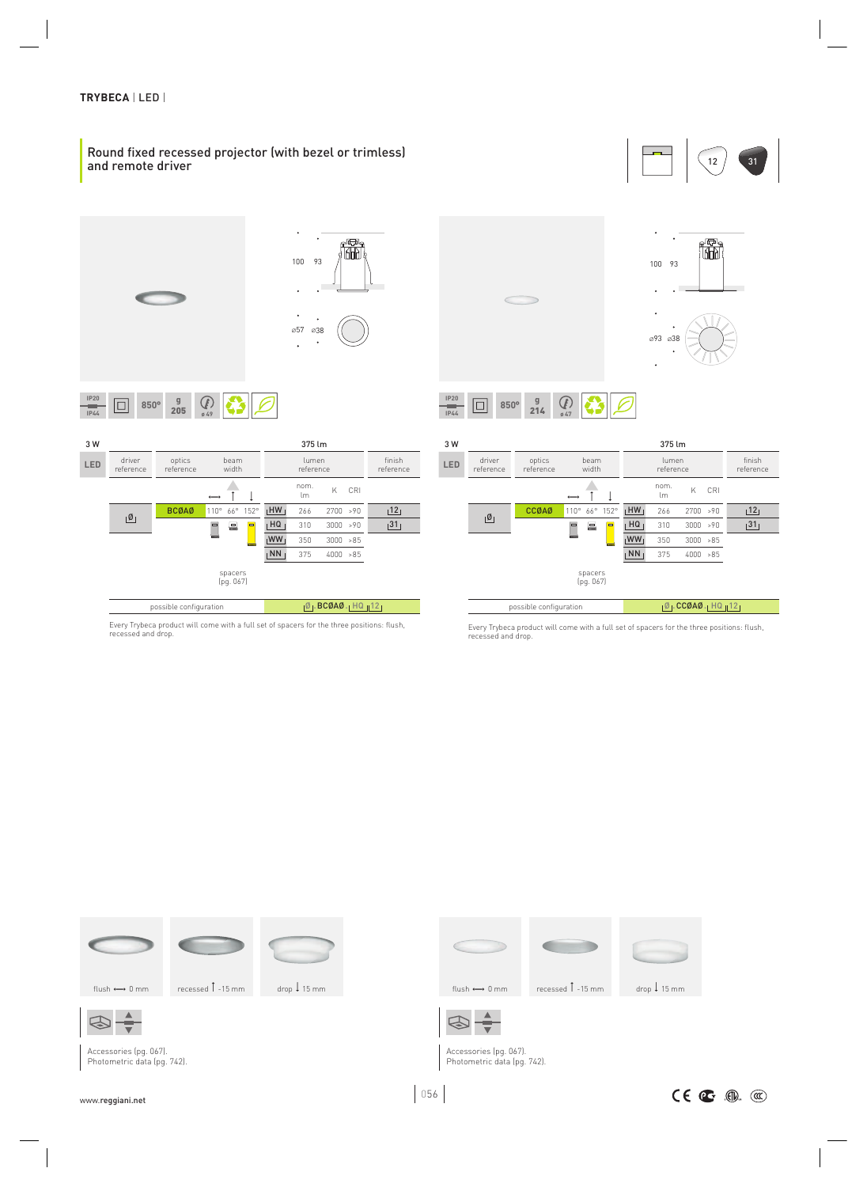TRYBECA | LED |

## Round fixed recessed projector (with bezel or trimless) and remote driver

12 31

### With bezel

100 93

ø57 ø38

IP20 IP44 | 850° | g 205 | ø 49

3 W — 375 lm

| LED | driver reference | optics reference | beam width | | | lumen reference | nom. lm | K | CRI | finish reference |
|---|---|---|---|---|---|---|---|---|---|---|
| | | | ⟷ | ↑ | ↓ | | | | | |
| | Ø | BCØAØ | 110° | 66° | 152° | HW | 266 | 2700 | >90 | 12 |
| | | | | | | HQ | 310 | 3000 | >90 | 31 |
| | | | | | | WW | 350 | 3000 | >85 | |
| | | | | | | NN | 375 | 4000 | >85 | |

spacers (pg. 067)

possible configuration: Ø BCØAØ HQ 12

Every Trybeca product will come with a full set of spacers for the three positions: flush, recessed and drop.

flush ⟷ 0 mm — recessed ↑ -15 mm — drop ↓ 15 mm

Accessories (pg. 067).
Photometric data (pg. 742).

### Trimless

100 93

ø93 ø38

IP20 IP44 | 850° | g 214 | ø 47

3 W — 375 lm

| LED | driver reference | optics reference | beam width | | | lumen reference | nom. lm | K | CRI | finish reference |
|---|---|---|---|---|---|---|---|---|---|---|
| | | | ⟷ | ↑ | ↓ | | | | | |
| | Ø | CCØAØ | 110° | 66° | 152° | HW | 266 | 2700 | >90 | 12 |
| | | | | | | HQ | 310 | 3000 | >90 | 31 |
| | | | | | | WW | 350 | 3000 | >85 | |
| | | | | | | NN | 375 | 4000 | >85 | |

spacers (pg. 067)

possible configuration: Ø CCØAØ HQ 12

Every Trybeca product will come with a full set of spacers for the three positions: flush, recessed and drop.

flush ⟷ 0 mm — recessed ↑ -15 mm — drop ↓ 15 mm

Accessories (pg. 067).
Photometric data (pg. 742).

www.reggiani.net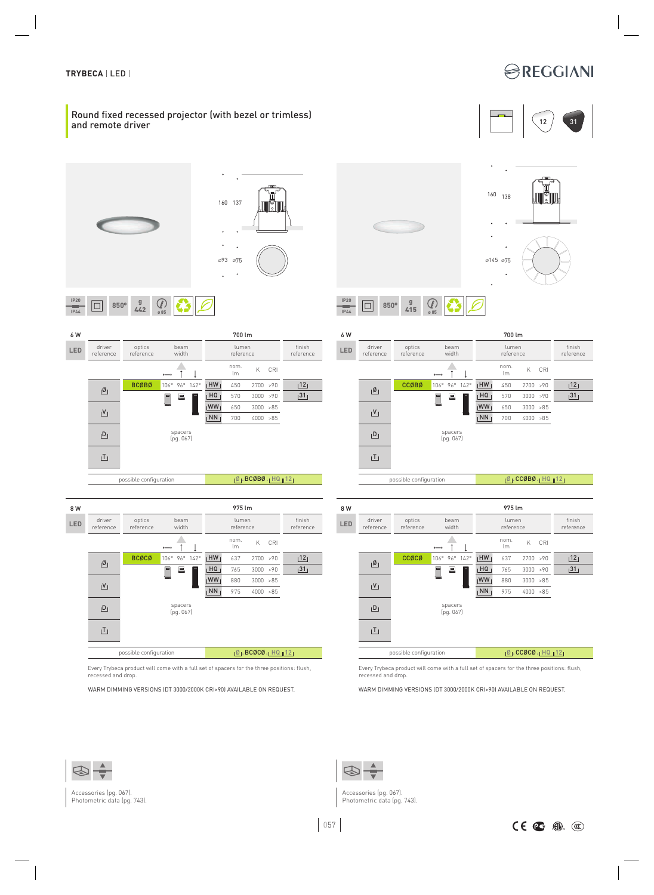TRYBECA | LED |

## Round fixed recessed projector (with bezel or trimless) and remote driver

160 137

ø93 ø75

IP20 IP44 | 850° | g 442 | ø 85

### 6 W — 700 lm

| LED | driver reference | optics reference | beam width | | | lumen reference | nom. lm | K | CRI | finish reference |
|---|---|---|---|---|---|---|---|---|---|---|
| | | | ⟷ | ↑ | ↓ | | | | | |
| | Ø | BCØBØ | 106° | 96° | 142° | HW | 450 | 2700 | >90 | 12 |
| | | | | | | HQ | 570 | 3000 | >90 | 31 |
| | V | | | | | WW | 650 | 3000 | >85 | |
| | | | | | | NN | 700 | 4000 | >85 | |
| | D | | spacers (pg. 067) | | | | | | | |
| | T | | | | | | | | | |

possible configuration: Ø BCØBØ HQ 12

### 8 W — 975 lm

| LED | driver reference | optics reference | beam width | | | lumen reference | nom. lm | K | CRI | finish reference |
|---|---|---|---|---|---|---|---|---|---|---|
| | | | ⟷ | ↑ | ↓ | | | | | |
| | Ø | BCØCØ | 106° | 96° | 142° | HW | 637 | 2700 | >90 | 12 |
| | | | | | | HQ | 765 | 3000 | >90 | 31 |
| | V | | | | | WW | 880 | 3000 | >85 | |
| | | | | | | NN | 975 | 4000 | >85 | |
| | D | | spacers (pg. 067) | | | | | | | |
| | T | | | | | | | | | |

possible configuration: Ø BCØCØ HQ 12

Every Trybeca product will come with a full set of spacers for the three positions: flush, recessed and drop.

WARM DIMMING VERSIONS (DT 3000/2000K CRI>90) AVAILABLE ON REQUEST.

Accessories (pg. 067).
Photometric data (pg. 743).

160 138

ø145 ø75

IP20 IP44 | 850° | g 415 | ø 85

### 6 W — 700 lm

| LED | driver reference | optics reference | beam width | | | lumen reference | nom. lm | K | CRI | finish reference |
|---|---|---|---|---|---|---|---|---|---|---|
| | | | ⟷ | ↑ | ↓ | | | | | |
| | Ø | CCØBØ | 106° | 96° | 142° | HW | 450 | 2700 | >90 | 12 |
| | | | | | | HQ | 570 | 3000 | >90 | 31 |
| | V | | | | | WW | 650 | 3000 | >85 | |
| | | | | | | NN | 700 | 4000 | >85 | |
| | D | | spacers (pg. 067) | | | | | | | |
| | T | | | | | | | | | |

possible configuration: Ø CCØBØ HQ 12

### 8 W — 975 lm

| LED | driver reference | optics reference | beam width | | | lumen reference | nom. lm | K | CRI | finish reference |
|---|---|---|---|---|---|---|---|---|---|---|
| | | | ⟷ | ↑ | ↓ | | | | | |
| | Ø | CCØCØ | 106° | 96° | 142° | HW | 637 | 2700 | >90 | 12 |
| | | | | | | HQ | 765 | 3000 | >90 | 31 |
| | V | | | | | WW | 880 | 3000 | >85 | |
| | | | | | | NN | 975 | 4000 | >85 | |
| | D | | spacers (pg. 067) | | | | | | | |
| | T | | | | | | | | | |

possible configuration: Ø CCØCØ HQ 12

Every Trybeca product will come with a full set of spacers for the three positions: flush, recessed and drop.

WARM DIMMING VERSIONS (DT 3000/2000K CRI>90) AVAILABLE ON REQUEST.

Accessories (pg. 067).
Photometric data (pg. 743).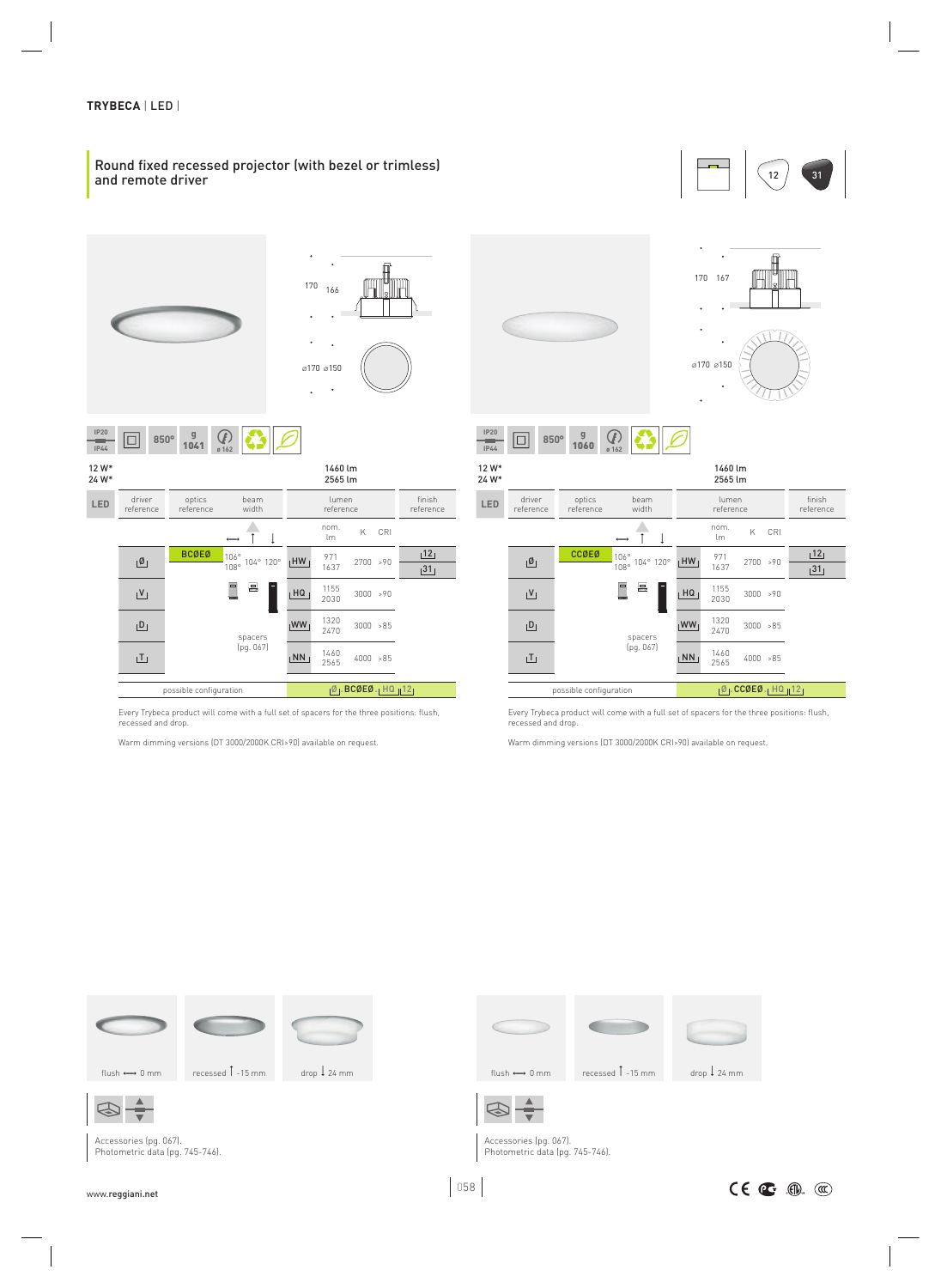TRYBECA | LED |

## Round fixed recessed projector (with bezel or trimless) and remote driver

12 | 31

170 166

ø170 ø150

IP20 IP44 | 850° | g 1041 | ø 162

12 W*
24 W*

1460 lm
2565 lm

| LED | driver reference | optics reference | beam width | | lumen reference | nom. lm | K | CRI | finish reference |
|---|---|---|---|---|---|---|---|---|---|
| Ø | BCØEØ | 106° 108° | 104° | 120° | HW | 971 1637 | 2700 | >90 | 12 / 31 |
| V | | | | | HQ | 1155 2030 | 3000 | >90 | |
| D | | spacers (pg. 067) | | | WW | 1320 2470 | 3000 | >85 | |
| T | | | | | NN | 1460 2565 | 4000 | >85 | |

possible configuration: Ø BCØEØ HQ 12

Every Trybeca product will come with a full set of spacers for the three positions: flush, recessed and drop.

Warm dimming versions (DT 3000/2000K CRI>90) available on request.

flush ⟷ 0 mm | recessed ↑ -15 mm | drop ↓ 24 mm

Accessories (pg. 067).
Photometric data (pg. 745-746).

170 167

ø170 ø150

IP20 IP44 | 850° | g 1060 | ø 162

12 W*
24 W*

1460 lm
2565 lm

| LED | driver reference | optics reference | beam width | | lumen reference | nom. lm | K | CRI | finish reference |
|---|---|---|---|---|---|---|---|---|---|
| Ø | CCØEØ | 106° 108° | 104° | 120° | HW | 971 1637 | 2700 | >90 | 12 / 31 |
| V | | | | | HQ | 1155 2030 | 3000 | >90 | |
| D | | spacers (pg. 067) | | | WW | 1320 2470 | 3000 | >85 | |
| T | | | | | NN | 1460 2565 | 4000 | >85 | |

possible configuration: Ø CCØEØ HQ 12

Every Trybeca product will come with a full set of spacers for the three positions: flush, recessed and drop.

Warm dimming versions (DT 3000/2000K CRI>90) available on request.

flush ⟷ 0 mm | recessed ↑ -15 mm | drop ↓ 24 mm

Accessories (pg. 067).
Photometric data (pg. 745-746).

www.reggiani.net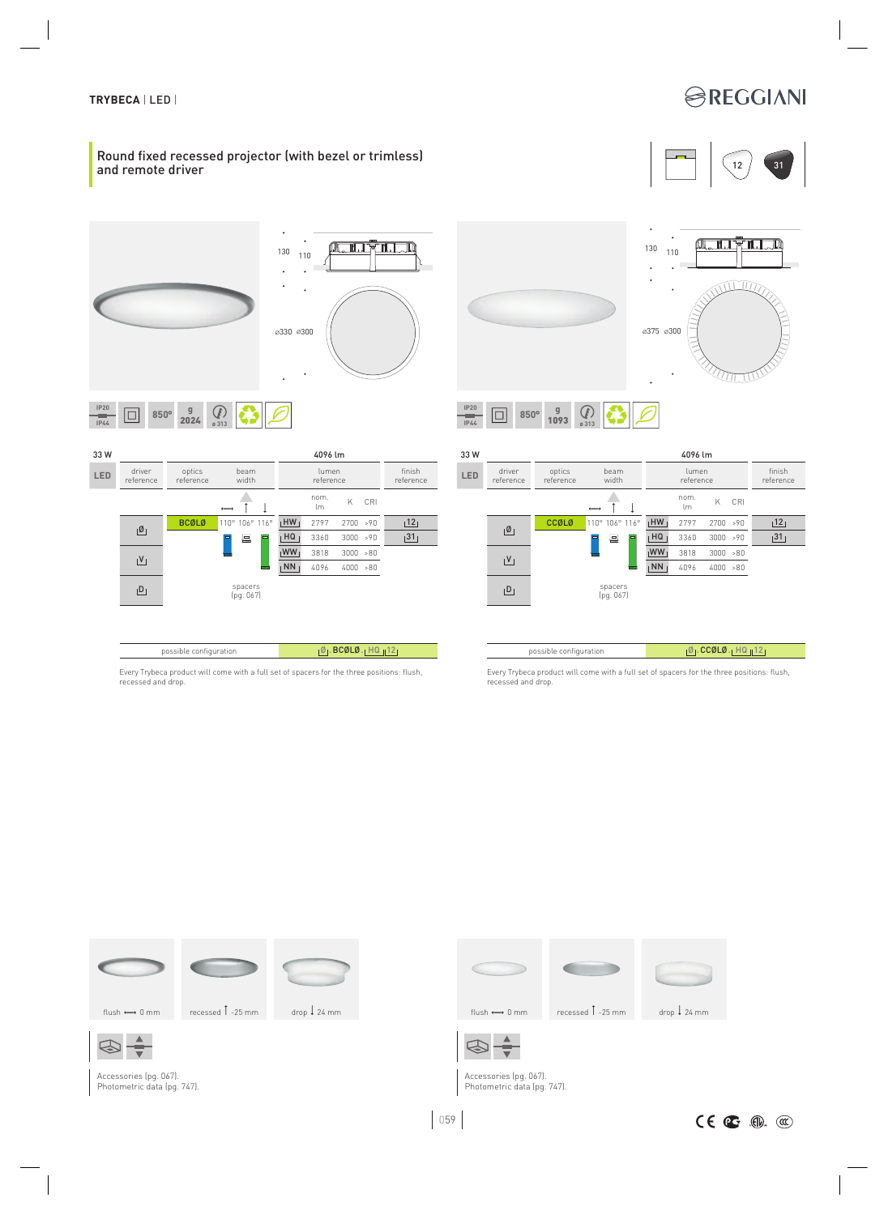TRYBECA | LED |

## Round fixed recessed projector (with bezel or trimless) and remote driver

12 31

### With bezel

130 110

ø330 ø300

IP20 IP44 | 850° | g 2024 | ø 313

33 W — 4096 lm

| LED | driver reference | optics reference | beam width | | | lumen reference | nom. lm | K | CRI | finish reference |
|---|---|---|---|---|---|---|---|---|---|---|
| | | | ⟷ | ↑ | ↓ | | | | | |
| | Ø | BCØLØ | 110° | 106° | 116° | HW | 2797 | 2700 | >90 | 12 |
| | | | | | | HQ | 3360 | 3000 | >90 | 31 |
| | V | | | | | WW | 3818 | 3000 | >80 | |
| | | | | | | NN | 4096 | 4000 | >80 | |
| | D | spacers (pg. 067) | | | | | | | | |

| possible configuration | Ø BCØLØ HQ 12 |
|---|---|

Every Trybeca product will come with a full set of spacers for the three positions: flush, recessed and drop.

flush ⟷ 0 mm | recessed ↑ -25 mm | drop ↓ 24 mm

Accessories (pg. 067).
Photometric data (pg. 747).

### Trimless

130 110

ø375 ø300

IP20 IP44 | 850° | g 1093 | ø 313

33 W — 4096 lm

| LED | driver reference | optics reference | beam width | | | lumen reference | nom. lm | K | CRI | finish reference |
|---|---|---|---|---|---|---|---|---|---|---|
| | | | ⟷ | ↑ | ↓ | | | | | |
| | Ø | CCØLØ | 110° | 106° | 116° | HW | 2797 | 2700 | >90 | 12 |
| | | | | | | HQ | 3360 | 3000 | >90 | 31 |
| | V | | | | | WW | 3818 | 3000 | >80 | |
| | | | | | | NN | 4096 | 4000 | >80 | |
| | D | spacers (pg. 067) | | | | | | | | |

| possible configuration | Ø CCØLØ HQ 12 |
|---|---|

Every Trybeca product will come with a full set of spacers for the three positions: flush, recessed and drop.

flush ⟷ 0 mm | recessed ↑ -25 mm | drop ↓ 24 mm

Accessories (pg. 067).
Photometric data (pg. 747).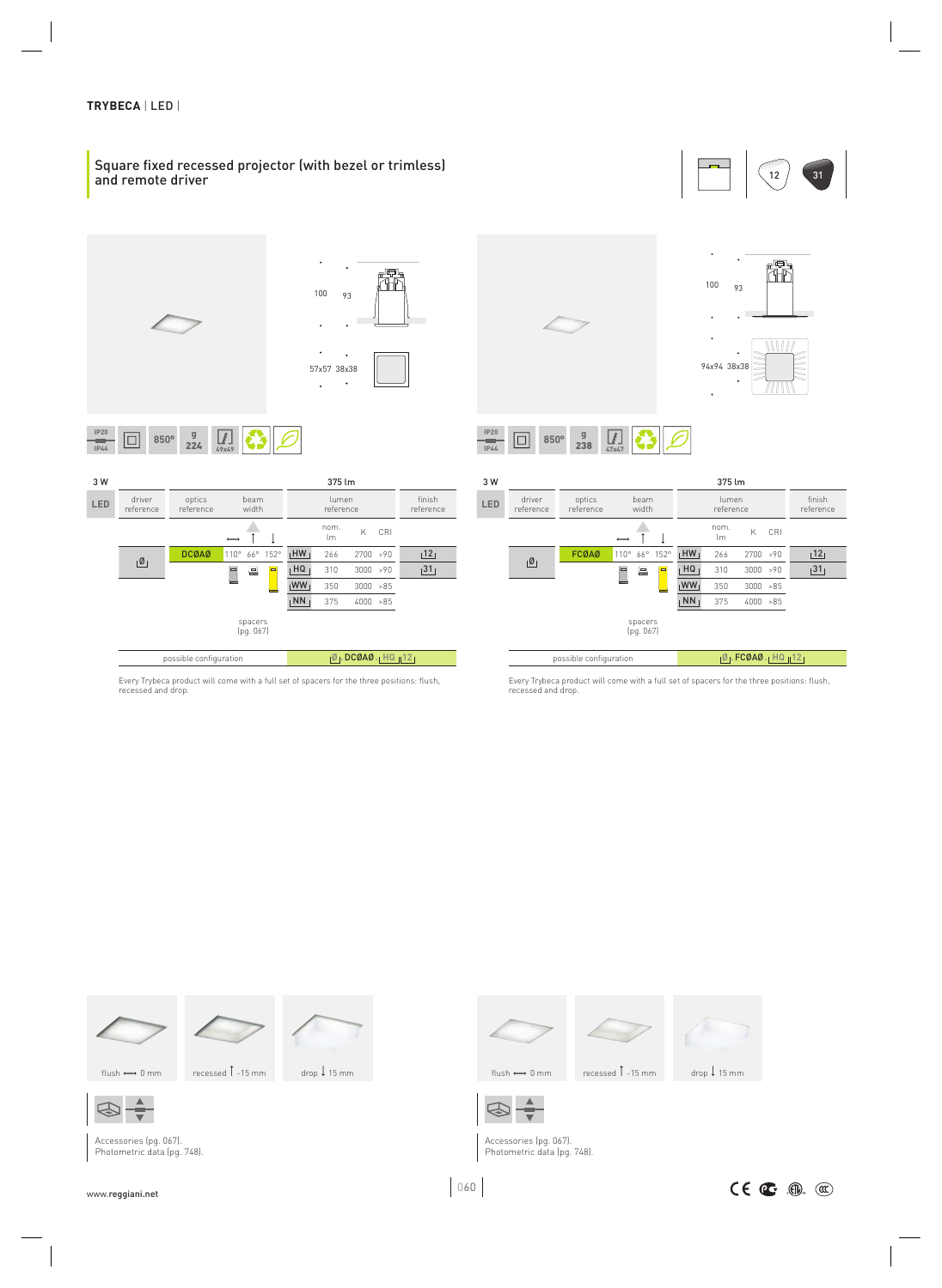**TRYBECA** | LED |

## Square fixed recessed projector (with bezel or trimless) and remote driver

12 31

100 93

57x57 38x38

IP20 IP44 850° g 224 49x49

| 3 W | | | | | 375 lm | | | |
|---|---|---|---|---|---|---|---|---|
| LED | driver reference | optics reference | beam width | | lumen reference | | | finish reference |
| | | | ⟷ ↑ ↓ | | | nom. lm | K | CRI |
| | Ø | DCØAØ | 110° 66° 152° | HW | 266 | 2700 | >90 | 12 |
| | | | | HQ | 310 | 3000 | >90 | 31 |
| | | | | WW | 350 | 3000 | >85 | |
| | | | | NN | 375 | 4000 | >85 | |

spacers (pg. 067)

possible configuration: Ø DCØAØ HQ 12

Every Trybeca product will come with a full set of spacers for the three positions: flush, recessed and drop.

100 93

94x94 38x38

IP20 IP44 850° g 238 47x47

| 3 W | | | | | 375 lm | | | |
|---|---|---|---|---|---|---|---|---|
| LED | driver reference | optics reference | beam width | | lumen reference | | | finish reference |
| | | | ⟷ ↑ ↓ | | | nom. lm | K | CRI |
| | Ø | FCØAØ | 110° 66° 152° | HW | 266 | 2700 | >90 | 12 |
| | | | | HQ | 310 | 3000 | >90 | 31 |
| | | | | WW | 350 | 3000 | >85 | |
| | | | | NN | 375 | 4000 | >85 | |

spacers (pg. 067)

possible configuration: Ø FCØAØ HQ 12

Every Trybeca product will come with a full set of spacers for the three positions: flush, recessed and drop.

flush ⟷ 0 mm — recessed ↑ -15 mm — drop ↓ 15 mm

Accessories (pg. 067).
Photometric data (pg. 748).

flush ⟷ 0 mm — recessed ↑ -15 mm — drop ↓ 15 mm

Accessories (pg. 067).
Photometric data (pg. 748).

www.reggiani.net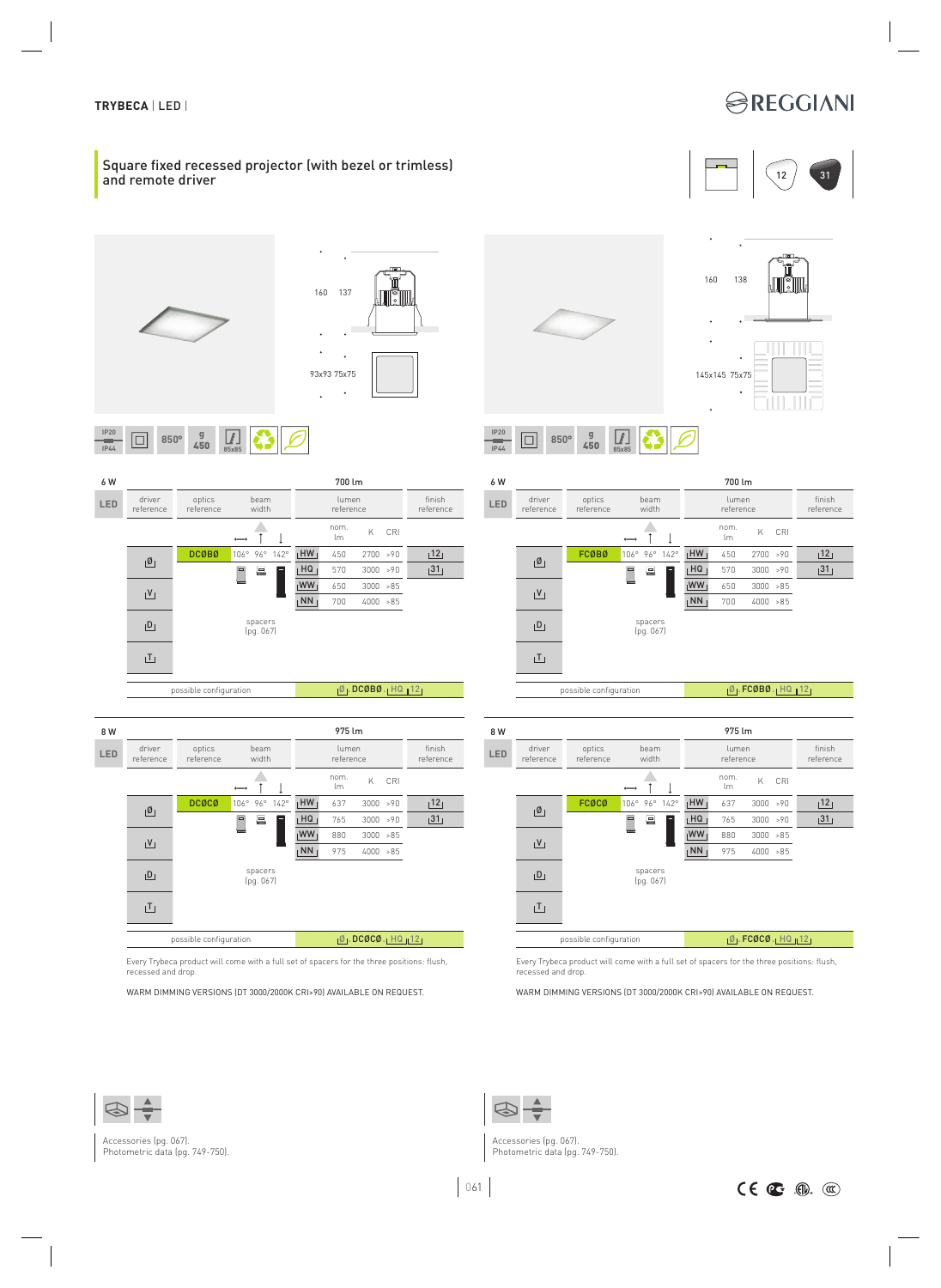## Square fixed recessed projector (with bezel or trimless) and remote driver

12 | 31

160 137

93x93 75x75

IP20 IP44 | 850° | g 450 | 85x85

160 138

145x145 75x75

IP20 IP44 | 850° | g 450 | 85x85

### 6 W — 700 lm (with bezel)

| LED | driver reference | optics reference | beam width | | | lumen reference | nom. lm | K | CRI | finish reference |
|---|---|---|---|---|---|---|---|---|---|---|
| | | | 106° | 96° | 142° | | | | | |
| | Ø | DCØBØ | | | | HW | 450 | 2700 | >90 | 12 |
| | | | | | | HQ | 570 | 3000 | >90 | 31 |
| | V | | | | | WW | 650 | 3000 | >85 | |
| | | | | | | NN | 700 | 4000 | >85 | |
| | D | spacers (pg. 067) | | | | | | | | |
| | T | | | | | | | | | |

possible configuration: Ø DCØBØ HQ 12

### 6 W — 700 lm (trimless)

| LED | driver reference | optics reference | beam width | | | lumen reference | nom. lm | K | CRI | finish reference |
|---|---|---|---|---|---|---|---|---|---|---|
| | | | 106° | 96° | 142° | | | | | |
| | Ø | FCØBØ | | | | HW | 450 | 2700 | >90 | 12 |
| | | | | | | HQ | 570 | 3000 | >90 | 31 |
| | V | | | | | WW | 650 | 3000 | >85 | |
| | | | | | | NN | 700 | 4000 | >85 | |
| | D | spacers (pg. 067) | | | | | | | | |
| | T | | | | | | | | | |

possible configuration: Ø FCØBØ HQ 12

### 8 W — 975 lm (with bezel)

| LED | driver reference | optics reference | beam width | | | lumen reference | nom. lm | K | CRI | finish reference |
|---|---|---|---|---|---|---|---|---|---|---|
| | | | 106° | 96° | 142° | | | | | |
| | Ø | DCØCØ | | | | HW | 637 | 3000 | >90 | 12 |
| | | | | | | HQ | 765 | 3000 | >90 | 31 |
| | V | | | | | WW | 880 | 3000 | >85 | |
| | | | | | | NN | 975 | 4000 | >85 | |
| | D | spacers (pg. 067) | | | | | | | | |
| | T | | | | | | | | | |

possible configuration: Ø DCØCØ HQ 12

### 8 W — 975 lm (trimless)

| LED | driver reference | optics reference | beam width | | | lumen reference | nom. lm | K | CRI | finish reference |
|---|---|---|---|---|---|---|---|---|---|---|
| | | | 106° | 96° | 142° | | | | | |
| | Ø | FCØCØ | | | | HW | 637 | 3000 | >90 | 12 |
| | | | | | | HQ | 765 | 3000 | >90 | 31 |
| | V | | | | | WW | 880 | 3000 | >85 | |
| | | | | | | NN | 975 | 4000 | >85 | |
| | D | spacers (pg. 067) | | | | | | | | |
| | T | | | | | | | | | |

possible configuration: Ø FCØCØ HQ 12

Every Trybeca product will come with a full set of spacers for the three positions: flush, recessed and drop.

WARM DIMMING VERSIONS (DT 3000/2000K CRI>90) AVAILABLE ON REQUEST.

Accessories (pg. 067).
Photometric data (pg. 749-750).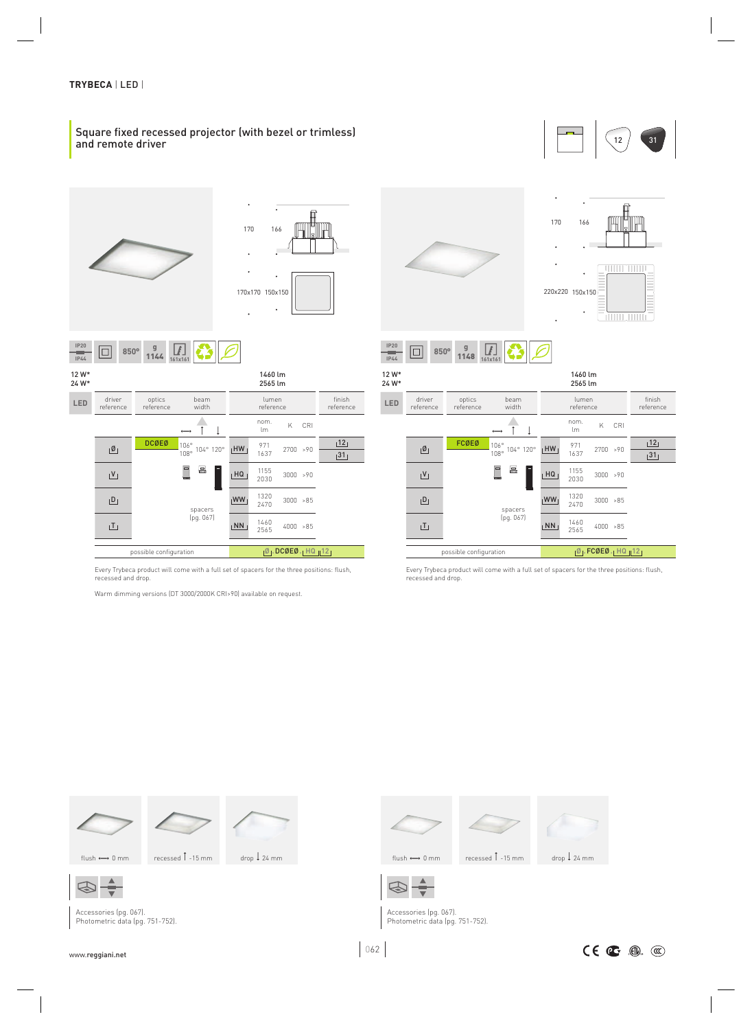**TRYBECA** | LED |

## Square fixed recessed projector (with bezel or trimless) and remote driver

12 | 31

### With bezel

170 166

170x170 150x150

IP20 IP44 | 850° | g 1144 | 161x161

12 W* 1460 lm
24 W* 2565 lm

| LED | driver reference | optics reference | beam width | | lumen reference | nom. lm | K | CRI | finish reference |
|---|---|---|---|---|---|---|---|---|---|
| Ø | DCØEØ | 106° 108° | 104° | 120° | HW | 971 1637 | 2700 | >90 | 12, 31 |
| V | | | | | HQ | 1155 2030 | 3000 | >90 | |
| D | | spacers (pg. 067) | | | WW | 1320 2470 | 3000 | >85 | |
| T | | | | | NN | 1460 2565 | 4000 | >85 | |

possible configuration: Ø DCØEØ HQ 12

Every Trybeca product will come with a full set of spacers for the three positions: flush, recessed and drop.

Warm dimming versions (DT 3000/2000K CRI>90) available on request.

flush ⟷ 0 mm | recessed ↑ -15 mm | drop ↓ 24 mm

Accessories (pg. 067).
Photometric data (pg. 751-752).

### Trimless

170 166

220x220 150x150

IP20 IP44 | 850° | g 1148 | 161x161

12 W* 1460 lm
24 W* 2565 lm

| LED | driver reference | optics reference | beam width | | lumen reference | nom. lm | K | CRI | finish reference |
|---|---|---|---|---|---|---|---|---|---|
| Ø | FCØEØ | 106° 108° | 104° | 120° | HW | 971 1637 | 2700 | >90 | 12, 31 |
| V | | | | | HQ | 1155 2030 | 3000 | >90 | |
| D | | spacers (pg. 067) | | | WW | 1320 2470 | 3000 | >85 | |
| T | | | | | NN | 1460 2565 | 4000 | >85 | |

possible configuration: Ø FCØEØ HQ 12

Every Trybeca product will come with a full set of spacers for the three positions: flush, recessed and drop.

flush ⟷ 0 mm | recessed ↑ -15 mm | drop ↓ 24 mm

Accessories (pg. 067).
Photometric data (pg. 751-752).

www.reggiani.net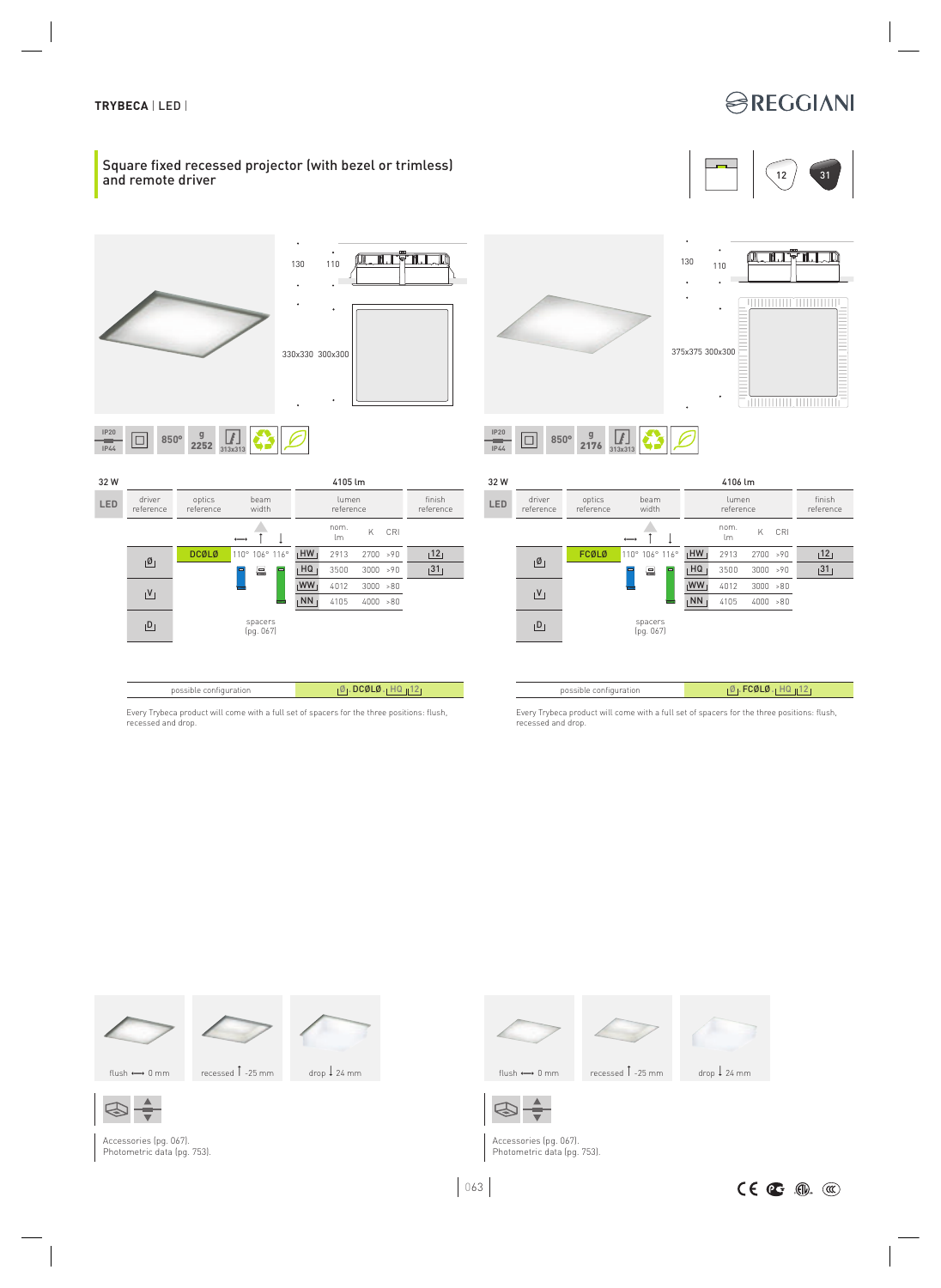## TRYBECA | LED |

REGGIANI

# Square fixed recessed projector (with bezel or trimless) and remote driver

12 31

### Bezel version

130 110

330x330 300x300

IP20 IP44 | 850° | g 2252 | 313x313

| 32 W | | | | 4105 lm | | | |
|---|---|---|---|---|---|---|---|
| LED | driver reference | optics reference | beam width | lumen reference | | | finish reference |
| | | | ⟷ ↑ ↓ | nom. lm | K | CRI | |
| | Ø | DCØLØ | 110° 106° 116° | HW 2913 | 2700 | >90 | 12 |
| | | | | HQ 3500 | 3000 | >90 | 31 |
| | V | | | WW 4012 | 3000 | >80 | |
| | | | | NN 4105 | 4000 | >80 | |
| | D | | spacers (pg. 067) | | | | |

| possible configuration | Ø DCØLØ HQ 12 |
|---|---|

Every Trybeca product will come with a full set of spacers for the three positions: flush, recessed and drop.

flush ⟷ 0 mm | recessed ↑ -25 mm | drop ↓ 24 mm

Accessories (pg. 067).
Photometric data (pg. 753).

### Trimless version

130 110

375x375 300x300

IP20 IP44 | 850° | g 2176 | 313x313

| 32 W | | | | 4106 lm | | | |
|---|---|---|---|---|---|---|---|
| LED | driver reference | optics reference | beam width | lumen reference | | | finish reference |
| | | | ⟷ ↑ ↓ | nom. lm | K | CRI | |
| | Ø | FCØLØ | 110° 106° 116° | HW 2913 | 2700 | >90 | 12 |
| | | | | HQ 3500 | 3000 | >90 | 31 |
| | V | | | WW 4012 | 3000 | >80 | |
| | | | | NN 4105 | 4000 | >80 | |
| | D | | spacers (pg. 067) | | | | |

| possible configuration | Ø FCØLØ HQ 12 |
|---|---|

Every Trybeca product will come with a full set of spacers for the three positions: flush, recessed and drop.

flush ⟷ 0 mm | recessed ↑ -25 mm | drop ↓ 24 mm

Accessories (pg. 067).
Photometric data (pg. 753).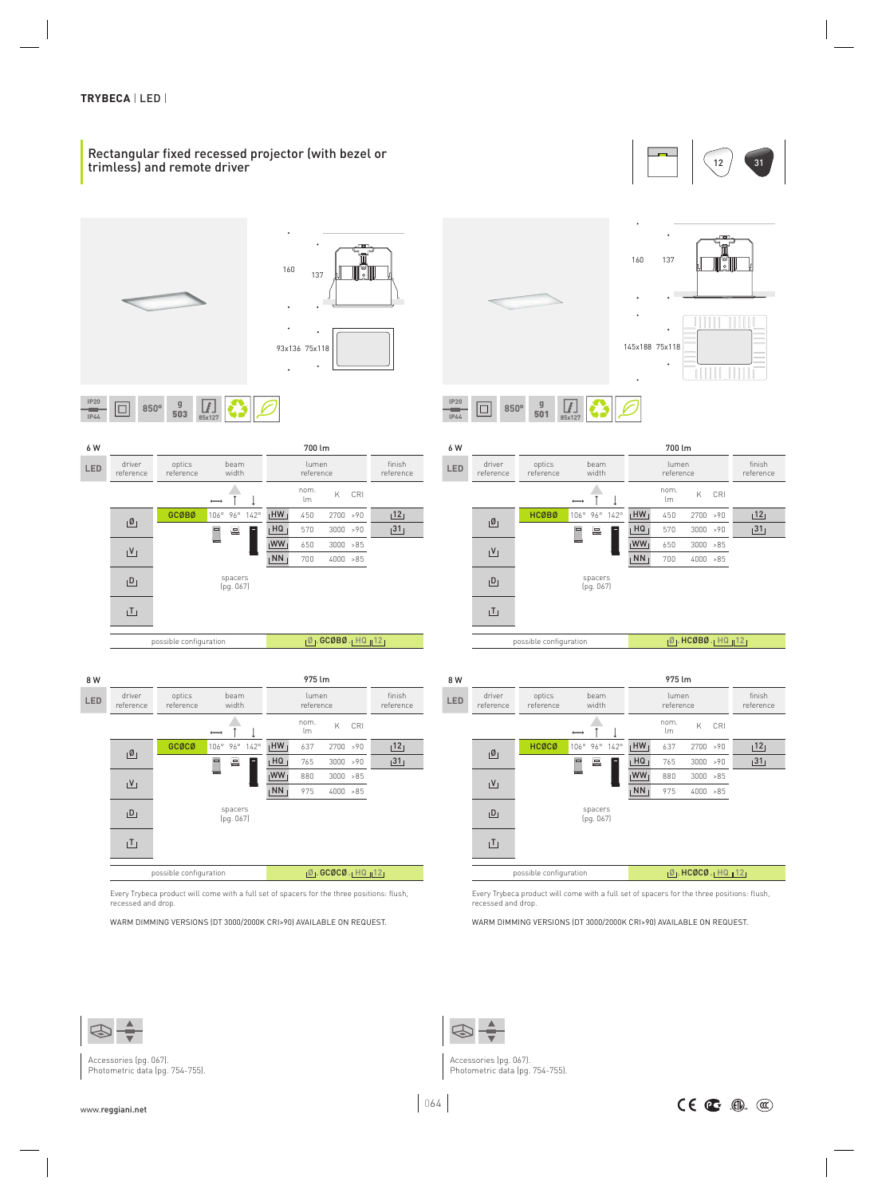TRYBECA | LED |

## Rectangular fixed recessed projector (with bezel or trimless) and remote driver

12 31

160 137

93x136 75x118

IP20 IP44 850° g 503 85x127

160 137

145x188 75x118

IP20 IP44 850° g 501 85x127

### 6 W — 700 lm

| LED | driver reference | optics reference | beam width | lumen reference | nom. lm | K | CRI | finish reference |
|---|---|---|---|---|---|---|---|---|
| | Ø | GCØBØ | 106° 96° 142° | HW | 450 | 2700 | >90 | 12 |
| | | | | HQ | 570 | 3000 | >90 | 31 |
| | V | | | WW | 650 | 3000 | >85 | |
| | | | | NN | 700 | 4000 | >85 | |
| | D | | spacers (pg. 067) | | | | | |
| | T | | | | | | | |

possible configuration: Ø GCØBØ HQ 12

### 6 W — 700 lm

| LED | driver reference | optics reference | beam width | lumen reference | nom. lm | K | CRI | finish reference |
|---|---|---|---|---|---|---|---|---|
| | Ø | HCØBØ | 106° 96° 142° | HW | 450 | 2700 | >90 | 12 |
| | | | | HQ | 570 | 3000 | >90 | 31 |
| | V | | | WW | 650 | 3000 | >85 | |
| | | | | NN | 700 | 4000 | >85 | |
| | D | | spacers (pg. 067) | | | | | |
| | T | | | | | | | |

possible configuration: Ø HCØBØ HQ 12

### 8 W — 975 lm

| LED | driver reference | optics reference | beam width | lumen reference | nom. lm | K | CRI | finish reference |
|---|---|---|---|---|---|---|---|---|
| | Ø | GCØCØ | 106° 96° 142° | HW | 637 | 2700 | >90 | 12 |
| | | | | HQ | 765 | 3000 | >90 | 31 |
| | V | | | WW | 880 | 3000 | >85 | |
| | | | | NN | 975 | 4000 | >85 | |
| | D | | spacers (pg. 067) | | | | | |
| | T | | | | | | | |

possible configuration: Ø GCØCØ HQ 12

Every Trybeca product will come with a full set of spacers for the three positions: flush, recessed and drop.

WARM DIMMING VERSIONS (DT 3000/2000K CRI>90) AVAILABLE ON REQUEST.

### 8 W — 975 lm

| LED | driver reference | optics reference | beam width | lumen reference | nom. lm | K | CRI | finish reference |
|---|---|---|---|---|---|---|---|---|
| | Ø | HCØCØ | 106° 96° 142° | HW | 637 | 2700 | >90 | 12 |
| | | | | HQ | 765 | 3000 | >90 | 31 |
| | V | | | WW | 880 | 3000 | >85 | |
| | | | | NN | 975 | 4000 | >85 | |
| | D | | spacers (pg. 067) | | | | | |
| | T | | | | | | | |

possible configuration: Ø HCØCØ HQ 12

Every Trybeca product will come with a full set of spacers for the three positions: flush, recessed and drop.

WARM DIMMING VERSIONS (DT 3000/2000K CRI>90) AVAILABLE ON REQUEST.

Accessories (pg. 067).
Photometric data (pg. 754-755).

Accessories (pg. 067).
Photometric data (pg. 754-755).

www.reggiani.net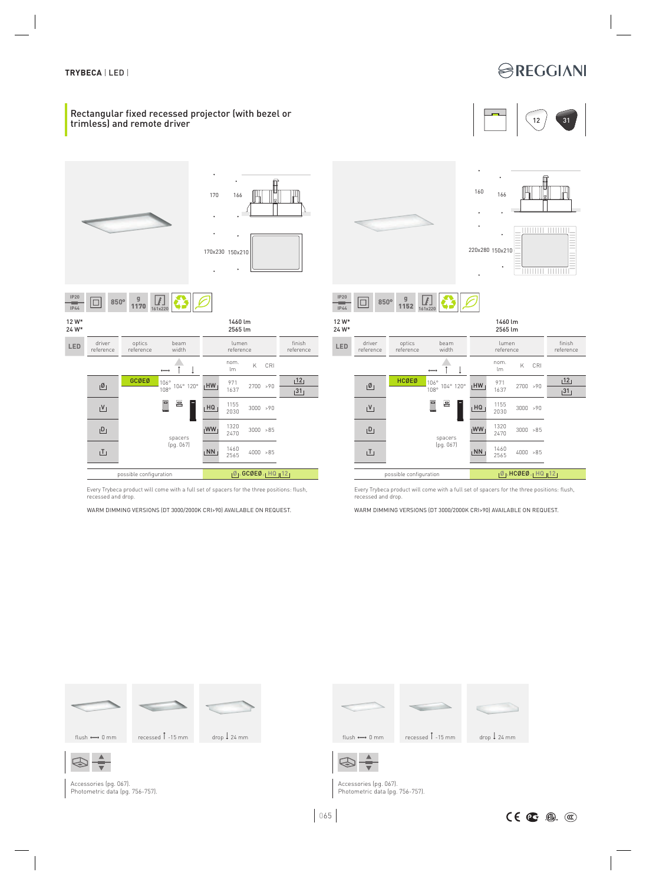TRYBECA | LED |

## Rectangular fixed recessed projector (with bezel or trimless) and remote driver

12 31

### With bezel

170 166

170x230 150x210

IP20 / IP44 850° g 1170 161x220

12 W*
24 W*

1460 lm
2565 lm

| LED | driver reference | optics reference | beam width | | lumen reference | nom. lm | K | CRI | finish reference |
|---|---|---|---|---|---|---|---|---|---|
| | Ø | GCØEØ | 106° 108° | 104° 120° | HW | 971 1637 | 2700 | >90 | 12 / 31 |
| | V | | | | HQ | 1155 2030 | 3000 | >90 | |
| | D | | spacers (pg. 067) | | WW | 1320 2470 | 3000 | >85 | |
| | T | | | | NN | 1460 2565 | 4000 | >85 | |

possible configuration: Ø GCØEØ HQ 12

Every Trybeca product will come with a full set of spacers for the three positions: flush, recessed and drop.

WARM DIMMING VERSIONS (DT 3000/2000K CRI>90) AVAILABLE ON REQUEST.

flush ⟷ 0 mm | recessed ↑ -15 mm | drop ↓ 24 mm

Accessories (pg. 067).
Photometric data (pg. 756-757).

### Trimless

160 166

220x280 150x210

IP20 / IP44 850° g 1152 161x220

12 W*
24 W*

1460 lm
2565 lm

| LED | driver reference | optics reference | beam width | | lumen reference | nom. lm | K | CRI | finish reference |
|---|---|---|---|---|---|---|---|---|---|
| | Ø | HCØEØ | 106° 108° | 104° 120° | HW | 971 1637 | 2700 | >90 | 12 / 31 |
| | V | | | | HQ | 1155 2030 | 3000 | >90 | |
| | D | | spacers (pg. 067) | | WW | 1320 2470 | 3000 | >85 | |
| | T | | | | NN | 1460 2565 | 4000 | >85 | |

possible configuration: Ø HCØEØ HQ 12

Every Trybeca product will come with a full set of spacers for the three positions: flush, recessed and drop.

WARM DIMMING VERSIONS (DT 3000/2000K CRI>90) AVAILABLE ON REQUEST.

flush ⟷ 0 mm | recessed ↑ -15 mm | drop ↓ 24 mm

Accessories (pg. 067).
Photometric data (pg. 756-757).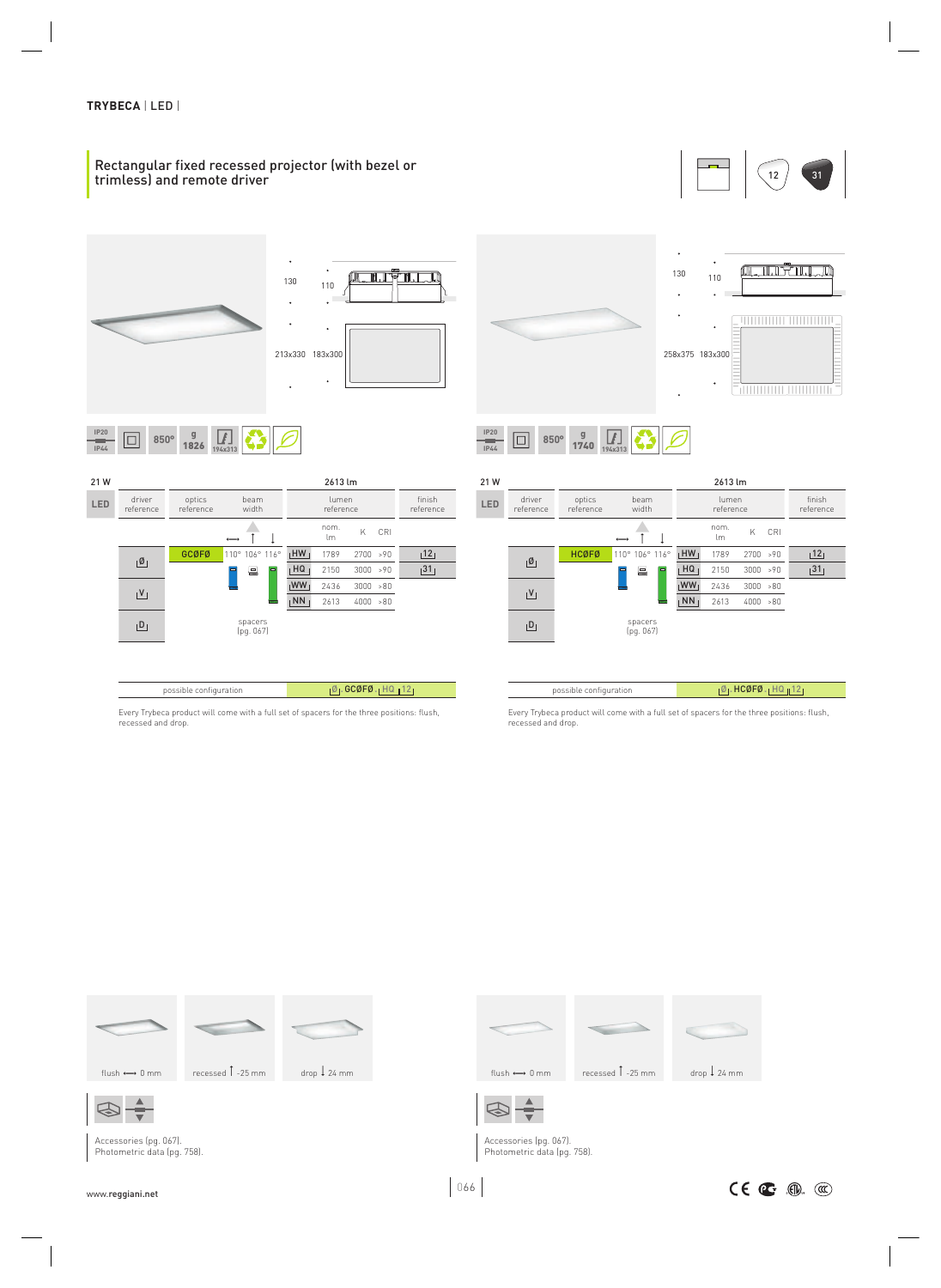**TRYBECA** | LED |

## Rectangular fixed recessed projector (with bezel or trimless) and remote driver

12 31

### Version with bezel

130 110

213x330 183x300

IP20 IP44 | 850° | g 1826 | 194x313

**21 W** — 2613 lm

| LED | driver reference | optics reference | beam width | lumen reference | nom. lm | K | CRI | finish reference |
|---|---|---|---|---|---|---|---|---|
| | Ø | GCØFØ | 110° 106° 116° | HW | 1789 | 2700 | >90 | 12 |
| | V | | | HQ | 2150 | 3000 | >90 | 31 |
| | D | | | WW | 2436 | 3000 | >80 | |
| | | | | NN | 2613 | 4000 | >80 | |

spacers (pg. 067)

| possible configuration | Ø . GCØFØ . HQ 12 |
|---|---|

Every Trybeca product will come with a full set of spacers for the three positions: flush, recessed and drop.

flush ⟷ 0 mm — recessed ↑ -25 mm — drop ↓ 24 mm

Accessories (pg. 067).
Photometric data (pg. 758).

### Trimless version

130 110

258x375 183x300

IP20 IP44 | 850° | g 1740 | 194x313

**21 W** — 2613 lm

| LED | driver reference | optics reference | beam width | lumen reference | nom. lm | K | CRI | finish reference |
|---|---|---|---|---|---|---|---|---|
| | Ø | HCØFØ | 110° 106° 116° | HW | 1789 | 2700 | >90 | 12 |
| | V | | | HQ | 2150 | 3000 | >90 | 31 |
| | D | | | WW | 2436 | 3000 | >80 | |
| | | | | NN | 2613 | 4000 | >80 | |

spacers (pg. 067)

| possible configuration | Ø . HCØFØ . HQ 12 |
|---|---|

Every Trybeca product will come with a full set of spacers for the three positions: flush, recessed and drop.

flush ⟷ 0 mm — recessed ↑ -25 mm — drop ↓ 24 mm

Accessories (pg. 067).
Photometric data (pg. 758).

www.reggiani.net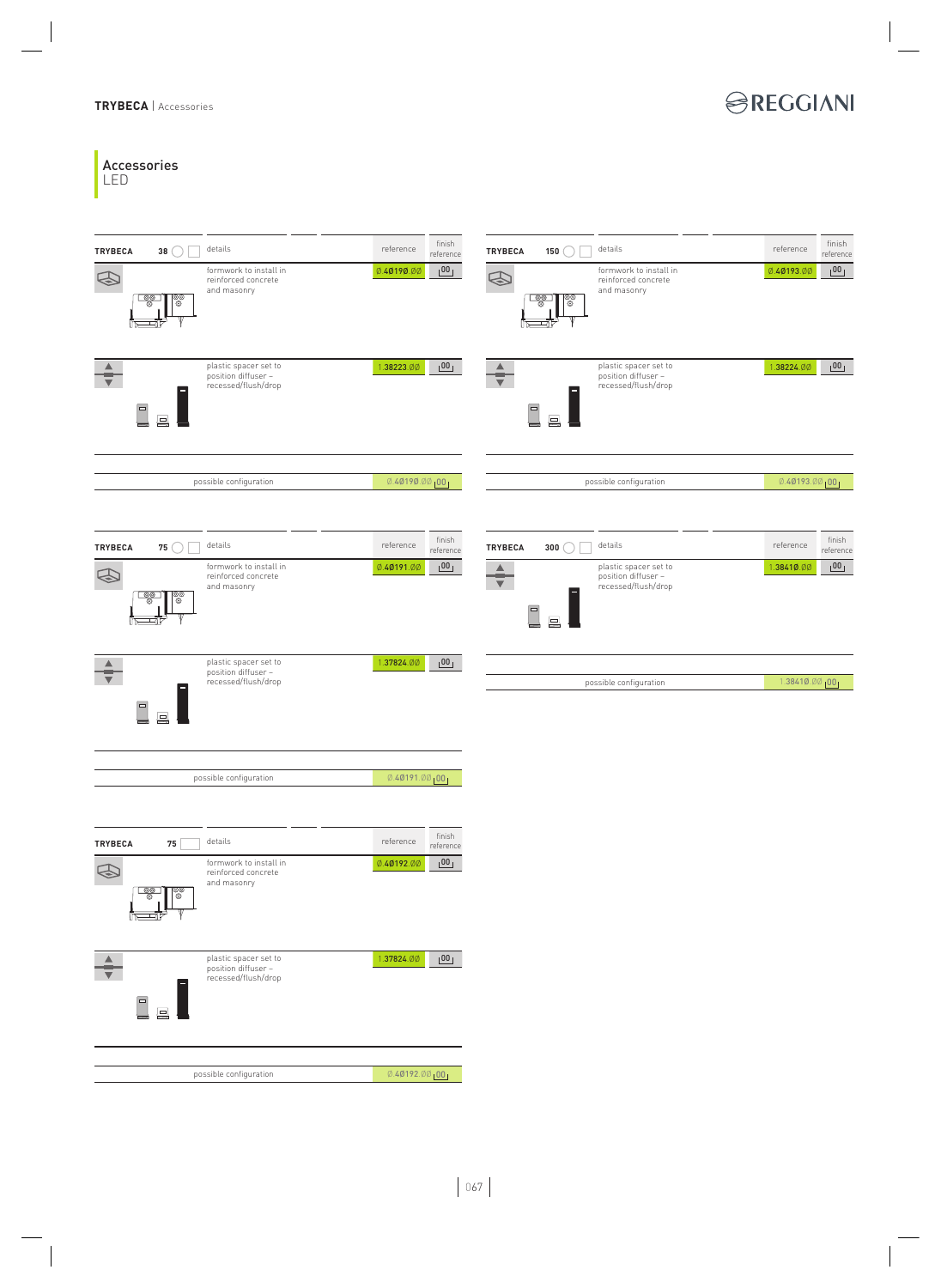## Accessories
LED

| TRYBECA 38 | details | reference | finish reference |
| --- | --- | --- | --- |
| | formwork to install in reinforced concrete and masonry | 0.40190.00 | 00 |
| | plastic spacer set to position diffuser – recessed/flush/drop | 1.38223.00 | 00 |
| | possible configuration | 0.40190.00 | 00 |

| TRYBECA 75 | details | reference | finish reference |
| --- | --- | --- | --- |
| | formwork to install in reinforced concrete and masonry | 0.40191.00 | 00 |
| | plastic spacer set to position diffuser – recessed/flush/drop | 1.37824.00 | 00 |
| | possible configuration | 0.40191.00 | 00 |

| TRYBECA 75 | details | reference | finish reference |
| --- | --- | --- | --- |
| | formwork to install in reinforced concrete and masonry | 0.40192.00 | 00 |
| | plastic spacer set to position diffuser – recessed/flush/drop | 1.37824.00 | 00 |
| | possible configuration | 0.40192.00 | 00 |

| TRYBECA 150 | details | reference | finish reference |
| --- | --- | --- | --- |
| | formwork to install in reinforced concrete and masonry | 0.40193.00 | 00 |
| | plastic spacer set to position diffuser – recessed/flush/drop | 1.38224.00 | 00 |
| | possible configuration | 0.40193.00 | 00 |

| TRYBECA 300 | details | reference | finish reference |
| --- | --- | --- | --- |
| | plastic spacer set to position diffuser – recessed/flush/drop | 1.38410.00 | 00 |
| | possible configuration | 1.38410.00 | 00 |